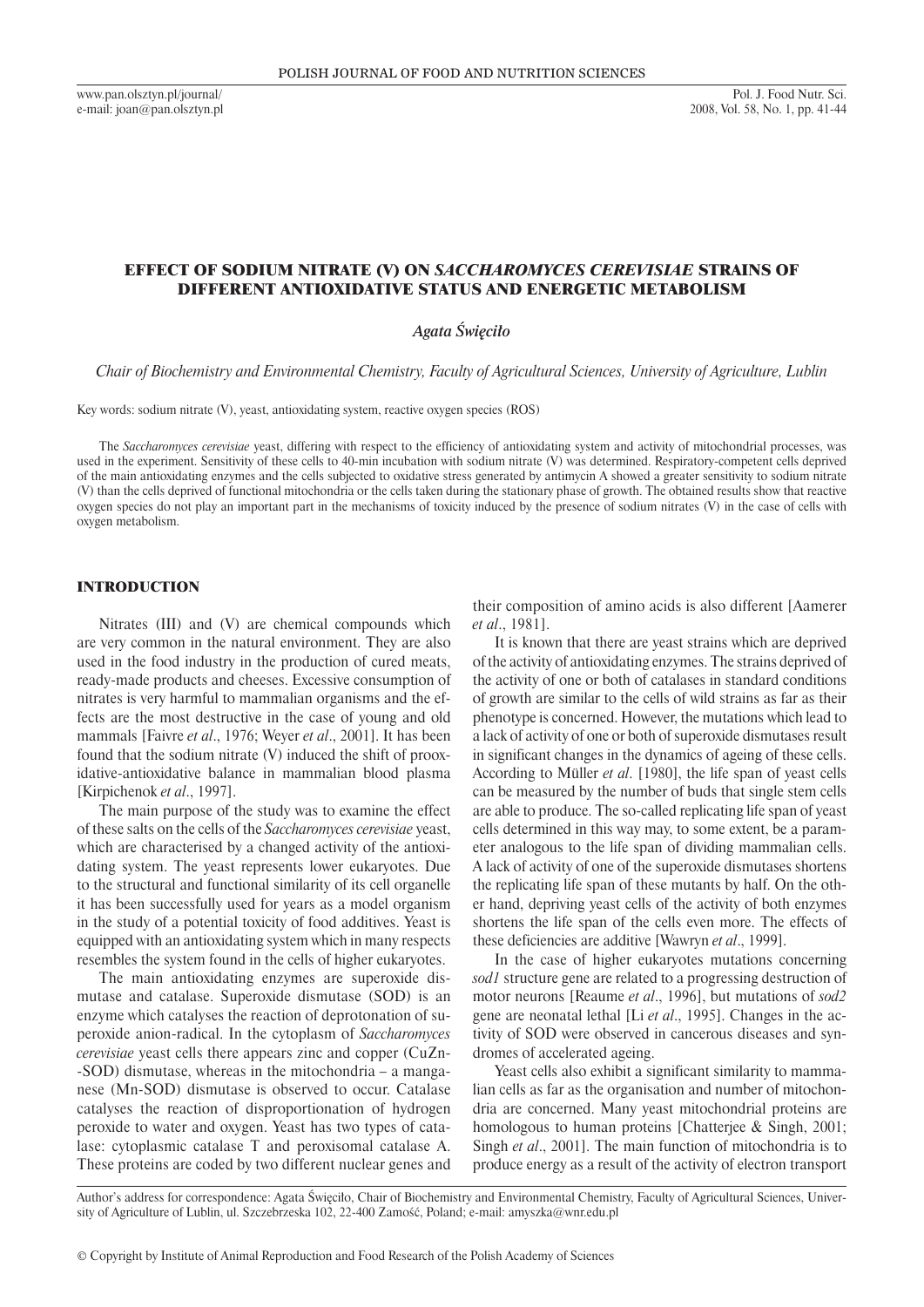# EFFECT OF SODIUM NITRATE (V) ON *SACCHAROMYCES CEREVISIAE* STRAINS OF DIFFERENT ANTIOXIDATIVE STATUS AND ENERGETIC METABOLISM

*Agata Święciło*

*Chair of Biochemistry and Environmental Chemistry, Faculty of Agricultural Sciences, University of Agriculture, Lublin*

Key words: sodium nitrate (V), yeast, antioxidating system, reactive oxygen species (ROS)

The *Saccharomyces cerevisiae* yeast, differing with respect to the efficiency of antioxidating system and activity of mitochondrial processes, was used in the experiment. Sensitivity of these cells to 40-min incubation with sodium nitrate (V) was determined. Respiratory-competent cells deprived of the main antioxidating enzymes and the cells subjected to oxidative stress generated by antimycin A showed a greater sensitivity to sodium nitrate (V) than the cells deprived of functional mitochondria or the cells taken during the stationary phase of growth. The obtained results show that reactive oxygen species do not play an important part in the mechanisms of toxicity induced by the presence of sodium nitrates (V) in the case of cells with oxygen metabolism.

## INTRODUCTION

Nitrates (III) and (V) are chemical compounds which are very common in the natural environment. They are also used in the food industry in the production of cured meats, ready-made products and cheeses. Excessive consumption of nitrates is very harmful to mammalian organisms and the effects are the most destructive in the case of young and old mammals [Faivre *et al*., 1976; Weyer *et al*., 2001]. It has been found that the sodium nitrate (V) induced the shift of prooxidative-antioxidative balance in mammalian blood plasma [Kirpichenok *et al*., 1997].

The main purpose of the study was to examine the effect of these salts on the cells of the *Saccharomyces cerevisiae* yeast, which are characterised by a changed activity of the antioxidating system. The yeast represents lower eukaryotes. Due to the structural and functional similarity of its cell organelle it has been successfully used for years as a model organism in the study of a potential toxicity of food additives. Yeast is equipped with an antioxidating system which in many respects resembles the system found in the cells of higher eukaryotes.

The main antioxidating enzymes are superoxide dismutase and catalase. Superoxide dismutase (SOD) is an enzyme which catalyses the reaction of deprotonation of superoxide anion-radical. In the cytoplasm of *Saccharomyces cerevisiae* yeast cells there appears zinc and copper (CuZn-SOD) dismutase, whereas in the mitochondria – a manganese (Mn-SOD) dismutase is observed to occur. Catalase catalyses the reaction of disproportionation of hydrogen peroxide to water and oxygen. Yeast has two types of catalase: cytoplasmic catalase T and peroxisomal catalase A. These proteins are coded by two different nuclear genes and their composition of amino acids is also different [Aamerer *et al*., 1981].

It is known that there are yeast strains which are deprived of the activity of antioxidating enzymes. The strains deprived of the activity of one or both of catalases in standard conditions of growth are similar to the cells of wild strains as far as their phenotype is concerned. However, the mutations which lead to a lack of activity of one or both of superoxide dismutases result in significant changes in the dynamics of ageing of these cells. According to Müller *et al*. [1980], the life span of yeast cells can be measured by the number of buds that single stem cells are able to produce. The so-called replicating life span of yeast cells determined in this way may, to some extent, be a parameter analogous to the life span of dividing mammalian cells. A lack of activity of one of the superoxide dismutases shortens the replicating life span of these mutants by half. On the other hand, depriving yeast cells of the activity of both enzymes shortens the life span of the cells even more. The effects of these deficiencies are additive [Wawryn *et al*., 1999].

In the case of higher eukaryotes mutations concerning *sod1* structure gene are related to a progressing destruction of motor neurons [Reaume *et al*., 1996], but mutations of *sod2* gene are neonatal lethal [Li *et al*., 1995]. Changes in the activity of SOD were observed in cancerous diseases and syndromes of accelerated ageing.

Yeast cells also exhibit a significant similarity to mammalian cells as far as the organisation and number of mitochondria are concerned. Many yeast mitochondrial proteins are homologous to human proteins [Chatterjee & Singh, 2001; Singh *et al*., 2001]. The main function of mitochondria is to produce energy as a result of the activity of electron transport

Author's address for correspondence: Agata Święciło, Chair of Biochemistry and Environmental Chemistry, Faculty of Agricultural Sciences, University of Agriculture of Lublin, ul. Szczebrzeska 102, 22-400 Zamość, Poland; e-mail: amyszka@wnr.edu.pl

© Copyright by Institute of Animal Reproduction and Food Research of the Polish Academy of Sciences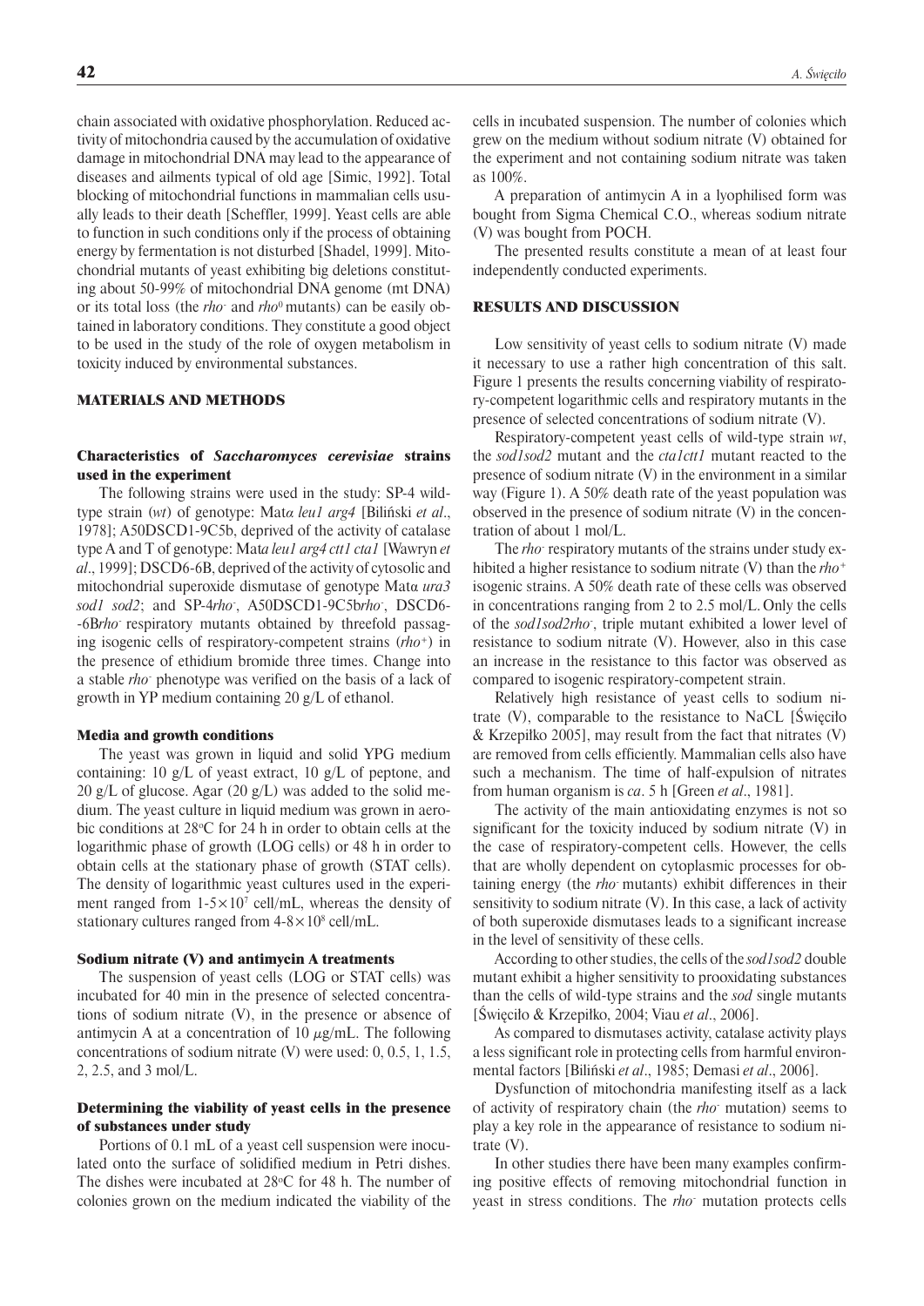chain associated with oxidative phosphorylation. Reduced activity of mitochondria caused by the accumulation of oxidative damage in mitochondrial DNA may lead to the appearance of diseases and ailments typical of old age [Simic, 1992]. Total blocking of mitochondrial functions in mammalian cells usually leads to their death [Scheffler, 1999]. Yeast cells are able to function in such conditions only if the process of obtaining energy by fermentation is not disturbed [Shadel, 1999]. Mitochondrial mutants of yeast exhibiting big deletions constituting about 50-99% of mitochondrial DNA genome (mt DNA) or its total loss (the *rho*$^-$ and *rho*$^0$ mutants) can be easily obtained in laboratory conditions. They constitute a good object to be used in the study of the role of oxygen metabolism in toxicity induced by environmental substances.

## MATERIALS AND METHODS

### Characteristics of *Saccharomyces cerevisiae* strains used in the experiment

The following strains were used in the study: SP-4 wild-type strain (*wt*) of genotype: Mat*α leu1 arg4* [Biliński *et al*., 1978]; A50DSCD1-9C5b, deprived of the activity of catalase type A and T of genotype: Mat*α leu1 arg4 ctt1 cta1* [Wawryn *et al*., 1999]; DSCD6-6B, deprived of the activity of cytosolic and mitochondrial superoxide dismutase of genotype Matα *ura3 sod1 sod2*; and SP-4*rho*$^-$, A50DSCD1-9C5b*rho*$^-$, DSCD6-6B*rho*$^-$ respiratory mutants obtained by threefold passaging isogenic cells of respiratory-competent strains (*rho*$^+$) in the presence of ethidium bromide three times. Change into a stable *rho*$^-$ phenotype was verified on the basis of a lack of growth in YP medium containing 20 g/L of ethanol.

### Media and growth conditions

The yeast was grown in liquid and solid YPG medium containing: 10 g/L of yeast extract, 10 g/L of peptone, and 20 g/L of glucose. Agar (20 g/L) was added to the solid medium. The yeast culture in liquid medium was grown in aerobic conditions at 28°C for 24 h in order to obtain cells at the logarithmic phase of growth (LOG cells) or 48 h in order to obtain cells at the stationary phase of growth (STAT cells). The density of logarithmic yeast cultures used in the experiment ranged from $1\text{-}5\times10^7$ cell/mL, whereas the density of stationary cultures ranged from $4\text{-}8\times10^8$ cell/mL.

### Sodium nitrate (V) and antimycin A treatments

The suspension of yeast cells (LOG or STAT cells) was incubated for 40 min in the presence of selected concentrations of sodium nitrate (V), in the presence or absence of antimycin A at a concentration of 10 $\mu$g/mL. The following concentrations of sodium nitrate (V) were used: 0, 0.5, 1, 1.5, 2, 2.5, and 3 mol/L.

### Determining the viability of yeast cells in the presence of substances under study

Portions of 0.1 mL of a yeast cell suspension were inoculated onto the surface of solidified medium in Petri dishes. The dishes were incubated at 28°C for 48 h. The number of colonies grown on the medium indicated the viability of the cells in incubated suspension. The number of colonies which grew on the medium without sodium nitrate (V) obtained for the experiment and not containing sodium nitrate was taken as 100%.

A preparation of antimycin A in a lyophilised form was bought from Sigma Chemical C.O., whereas sodium nitrate (V) was bought from POCH.

The presented results constitute a mean of at least four independently conducted experiments.

## RESULTS AND DISCUSSION

Low sensitivity of yeast cells to sodium nitrate (V) made it necessary to use a rather high concentration of this salt. Figure 1 presents the results concerning viability of respiratory-competent logarithmic cells and respiratory mutants in the presence of selected concentrations of sodium nitrate (V).

Respiratory-competent yeast cells of wild-type strain *wt*, the *sod1sod2* mutant and the *cta1ctt1* mutant reacted to the presence of sodium nitrate (V) in the environment in a similar way (Figure 1). A 50% death rate of the yeast population was observed in the presence of sodium nitrate (V) in the concentration of about 1 mol/L.

The *rho*$^-$ respiratory mutants of the strains under study exhibited a higher resistance to sodium nitrate (V) than the *rho*$^+$ isogenic strains. A 50% death rate of these cells was observed in concentrations ranging from 2 to 2.5 mol/L. Only the cells of the *sod1sod2rho*$^-$, triple mutant exhibited a lower level of resistance to sodium nitrate (V). However, also in this case an increase in the resistance to this factor was observed as compared to isogenic respiratory-competent strain.

Relatively high resistance of yeast cells to sodium nitrate (V), comparable to the resistance to NaCl [Święciło & Krzepiłko 2005], may result from the fact that nitrates (V) are removed from cells efficiently. Mammalian cells also have such a mechanism. The time of half-expulsion of nitrates from human organism is *ca*. 5 h [Green *et al*., 1981].

The activity of the main antioxidating enzymes is not so significant for the toxicity induced by sodium nitrate (V) in the case of respiratory-competent cells. However, the cells that are wholly dependent on cytoplasmic processes for obtaining energy (the *rho*$^-$ mutants) exhibit differences in their sensitivity to sodium nitrate (V). In this case, a lack of activity of both superoxide dismutases leads to a significant increase in the level of sensitivity of these cells.

According to other studies, the cells of the *sod1sod2* double mutant exhibit a higher sensitivity to prooxidating substances than the cells of wild-type strains and the *sod* single mutants [Święciło & Krzepiłko, 2004; Viau *et al*., 2006].

As compared to dismutases activity, catalase activity plays a less significant role in protecting cells from harmful environmental factors [Biliński *et al*., 1985; Demasi *et al*., 2006].

Dysfunction of mitochondria manifesting itself as a lack of activity of respiratory chain (the *rho*$^-$ mutation) seems to play a key role in the appearance of resistance to sodium nitrate (V).

In other studies there have been many examples confirming positive effects of removing mitochondrial function in yeast in stress conditions. The *rho*$^-$ mutation protects cells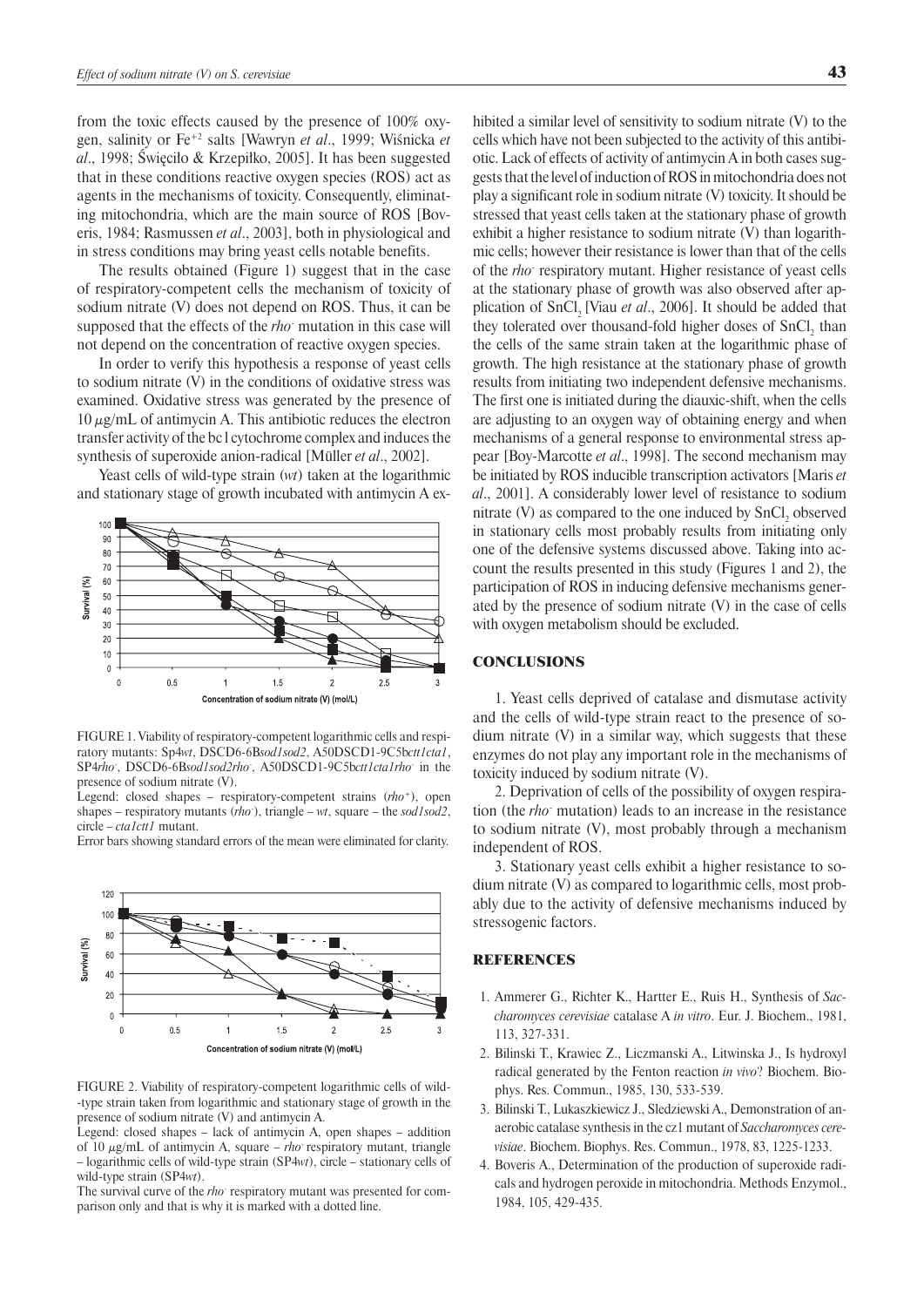from the toxic effects caused by the presence of 100% oxygen, salinity or $Fe^{+2}$ salts [Wawryn *et al*., 1999; Wiśnicka *et al*., 1998; Święciło & Krzepiłko, 2005]. It has been suggested that in these conditions reactive oxygen species (ROS) act as agents in the mechanisms of toxicity. Consequently, eliminating mitochondria, which are the main source of ROS [Boveris, 1984; Rasmussen *et al*., 2003], both in physiological and in stress conditions may bring yeast cells notable benefits.

The results obtained (Figure 1) suggest that in the case of respiratory-competent cells the mechanism of toxicity of sodium nitrate (V) does not depend on ROS. Thus, it can be supposed that the effects of the *rho*⁻ mutation in this case will not depend on the concentration of reactive oxygen species.

In order to verify this hypothesis a response of yeast cells to sodium nitrate (V) in the conditions of oxidative stress was examined. Oxidative stress was generated by the presence of 10 μg/mL of antimycin A. This antibiotic reduces the electron transfer activity of the bc1 cytochrome complex and induces the synthesis of superoxide anion-radical [Müller *et al*., 2002].

Yeast cells of wild-type strain (*wt*) taken at the logarithmic and stationary stage of growth incubated with antimycin A exhibited a similar level of sensitivity to sodium nitrate (V) to the cells which have not been subjected to the activity of this antibiotic. Lack of effects of activity of antimycin A in both cases suggests that the level of induction of ROS in mitochondria does not play a significant role in sodium nitrate (V) toxicity. It should be stressed that yeast cells taken at the stationary phase of growth exhibit a higher resistance to sodium nitrate (V) than logarithmic cells; however their resistance is lower than that of the cells of the *rho*⁻ respiratory mutant. Higher resistance of yeast cells at the stationary phase of growth was also observed after application of $SnCl_2$ [Viau *et al*., 2006]. It should be added that they tolerated over thousand-fold higher doses of $SnCl_2$ than the cells of the same strain taken at the logarithmic phase of growth. The high resistance at the stationary phase of growth results from initiating two independent defensive mechanisms. The first one is initiated during the diauxic-shift, when the cells are adjusting to an oxygen way of obtaining energy and when mechanisms of a general response to environmental stress appear [Boy-Marcotte *et al*., 1998]. The second mechanism may be initiated by ROS inducible transcription activators [Maris *et al*., 2001]. A considerably lower level of resistance to sodium nitrate (V) as compared to the one induced by $SnCl_2$ observed in stationary cells most probably results from initiating only one of the defensive systems discussed above. Taking into account the results presented in this study (Figures 1 and 2), the participation of ROS in inducing defensive mechanisms generated by the presence of sodium nitrate (V) in the case of cells with oxygen metabolism should be excluded.

FIGURE 1. Viability of respiratory-competent logarithmic cells and respiratory mutants: Sp4*wt*, DSCD6-6B*sod1sod2*, A50DSCD1-9C5b*ctt1cta1*, SP4*rho*⁻, DSCD6-6B*sod1sod2rho*⁻, A50DSCD1-9C5b*ctt1cta1rho*⁻ in the presence of sodium nitrate (V).

Legend: closed shapes – respiratory-competent strains (*rho*⁺), open shapes – respiratory mutants (*rho*⁻), triangle – *wt*, square – the *sod1sod2*, circle – *cta1ctt1* mutant.

Error bars showing standard errors of the mean were eliminated for clarity.

FIGURE 2. Viability of respiratory-competent logarithmic cells of wild-type strain taken from logarithmic and stationary stage of growth in the presence of sodium nitrate (V) and antimycin A.

Legend: closed shapes – lack of antimycin A, open shapes – addition of 10 μg/mL of antimycin A, square – *rho*⁻ respiratory mutant, triangle – logarithmic cells of wild-type strain (SP4*wt*), circle – stationary cells of wild-type strain (SP4*wt*).

The survival curve of the *rho*⁻ respiratory mutant was presented for comparison only and that is why it is marked with a dotted line.

## CONCLUSIONS

1. Yeast cells deprived of catalase and dismutase activity and the cells of wild-type strain react to the presence of sodium nitrate (V) in a similar way, which suggests that these enzymes do not play any important role in the mechanisms of toxicity induced by sodium nitrate (V).

2. Deprivation of cells of the possibility of oxygen respiration (the *rho*⁻ mutation) leads to an increase in the resistance to sodium nitrate (V), most probably through a mechanism independent of ROS.

3. Stationary yeast cells exhibit a higher resistance to sodium nitrate (V) as compared to logarithmic cells, most probably due to the activity of defensive mechanisms induced by stressogenic factors.

## REFERENCES

1. Ammerer G., Richter K., Hartter E., Ruis H., Synthesis of *Saccharomyces cerevisiae* catalase A *in vitro*. Eur. J. Biochem., 1981, 113, 327-331.
2. Bilinski T., Krawiec Z., Liczmanski A., Litwinska J., Is hydroxyl radical generated by the Fenton reaction *in vivo*? Biochem. Biophys. Res. Commun., 1985, 130, 533-539.
3. Bilinski T., Lukaszkiewicz J., Sledziewski A., Demonstration of anaerobic catalase synthesis in the cz1 mutant of *Saccharomyces cerevisiae*. Biochem. Biophys. Res. Commun., 1978, 83, 1225-1233.
4. Boveris A., Determination of the production of superoxide radicals and hydrogen peroxide in mitochondria. Methods Enzymol., 1984, 105, 429-435.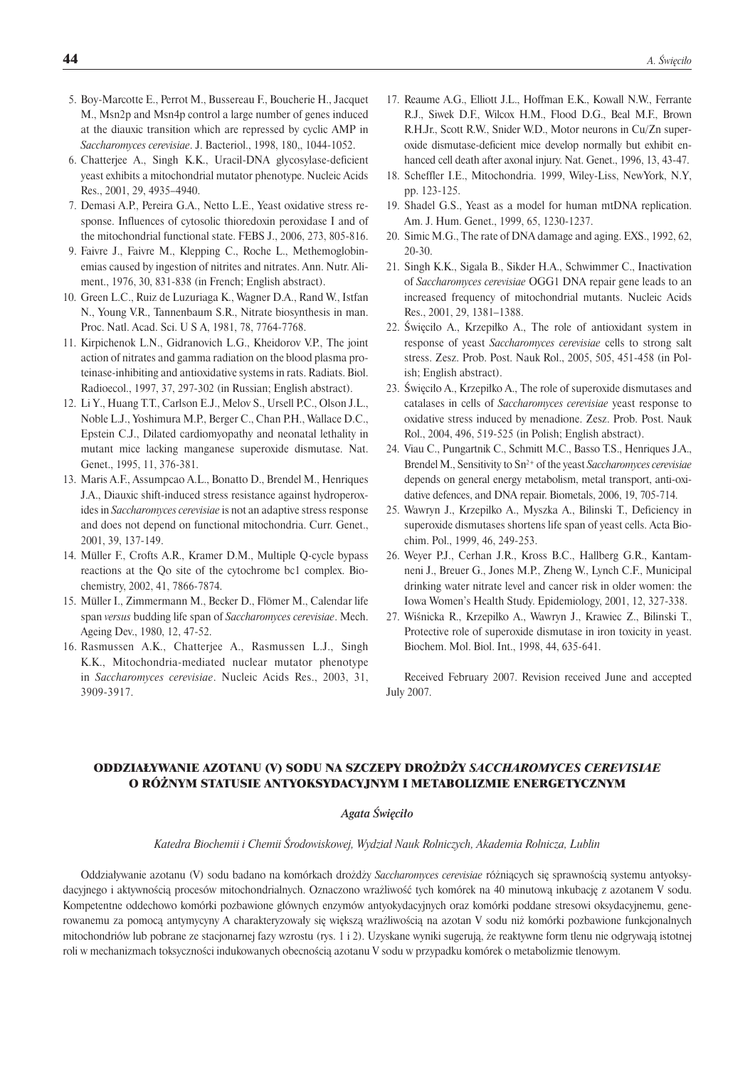5. Boy-Marcotte E., Perrot M., Bussereau F., Boucherie H., Jacquet M., Msn2p and Msn4p control a large number of genes induced at the diauxic transition which are repressed by cyclic AMP in *Saccharomyces cerevisiae*. J. Bacteriol., 1998, 180,, 1044-1052.
6. Chatterjee A., Singh K.K., Uracil-DNA glycosylase-deficient yeast exhibits a mitochondrial mutator phenotype. Nucleic Acids Res., 2001, 29, 4935–4940.
7. Demasi A.P., Pereira G.A., Netto L.E., Yeast oxidative stress response. Influences of cytosolic thioredoxin peroxidase I and of the mitochondrial functional state. FEBS J., 2006, 273, 805-816.
9. Faivre J., Faivre M., Klepping C., Roche L., Methemoglobinemias caused by ingestion of nitrites and nitrates. Ann. Nutr. Aliment., 1976, 30, 831-838 (in French; English abstract).
10. Green L.C., Ruiz de Luzuriaga K., Wagner D.A., Rand W., Istfan N., Young V.R., Tannenbaum S.R., Nitrate biosynthesis in man. Proc. Natl. Acad. Sci. U S A, 1981, 78, 7764-7768.
11. Kirpichenok L.N., Gidranovich L.G., Kheidorov V.P., The joint action of nitrates and gamma radiation on the blood plasma proteinase-inhibiting and antioxidative systems in rats. Radiats. Biol. Radioecol., 1997, 37, 297-302 (in Russian; English abstract).
12. Li Y., Huang T.T., Carlson E.J., Melov S., Ursell P.C., Olson J.L., Noble L.J., Yoshimura M.P., Berger C., Chan P.H., Wallace D.C., Epstein C.J., Dilated cardiomyopathy and neonatal lethality in mutant mice lacking manganese superoxide dismutase. Nat. Genet., 1995, 11, 376-381.
13. Maris A.F., Assumpcao A.L., Bonatto D., Brendel M., Henriques J.A., Diauxic shift-induced stress resistance against hydroperoxides in *Saccharomyces cerevisiae* is not an adaptive stress response and does not depend on functional mitochondria. Curr. Genet., 2001, 39, 137-149.
14. Müller F., Crofts A.R., Kramer D.M., Multiple Q-cycle bypass reactions at the Qo site of the cytochrome bc1 complex. Biochemistry, 2002, 41, 7866-7874.
15. Müller I., Zimmermann M., Becker D., Flömer M., Calendar life span *versus* budding life span of *Saccharomyces cerevisiae*. Mech. Ageing Dev., 1980, 12, 47-52.
16. Rasmussen A.K., Chatterjee A., Rasmussen L.J., Singh K.K., Mitochondria-mediated nuclear mutator phenotype in *Saccharomyces cerevisiae*. Nucleic Acids Res., 2003, 31, 3909-3917.
17. Reaume A.G., Elliott J.L., Hoffman E.K., Kowall N.W., Ferrante R.J., Siwek D.F., Wilcox H.M., Flood D.G., Beal M.F., Brown R.H.Jr., Scott R.W., Snider W.D., Motor neurons in Cu/Zn superoxide dismutase-deficient mice develop normally but exhibit enhanced cell death after axonal injury. Nat. Genet., 1996, 13, 43-47.
18. Scheffler I.E., Mitochondria. 1999, Wiley-Liss, NewYork, N.Y, pp. 123-125.
19. Shadel G.S., Yeast as a model for human mtDNA replication. Am. J. Hum. Genet., 1999, 65, 1230-1237.
20. Simic M.G., The rate of DNA damage and aging. EXS., 1992, 62, 20-30.
21. Singh K.K., Sigala B., Sikder H.A., Schwimmer C., Inactivation of *Saccharomyces cerevisiae* OGG1 DNA repair gene leads to an increased frequency of mitochondrial mutants. Nucleic Acids Res., 2001, 29, 1381–1388.
22. Święciło A., Krzepiłko A., The role of antioxidant system in response of yeast *Saccharomyces cerevisiae* cells to strong salt stress. Zesz. Prob. Post. Nauk Rol., 2005, 505, 451-458 (in Polish; English abstract).
23. Święciło A., Krzepiłko A., The role of superoxide dismutases and catalases in cells of *Saccharomyces cerevisiae* yeast response to oxidative stress induced by menadione. Zesz. Prob. Post. Nauk Rol., 2004, 496, 519-525 (in Polish; English abstract).
24. Viau C., Pungartnik C., Schmitt M.C., Basso T.S., Henriques J.A., Brendel M., Sensitivity to $Sn^{2+}$ of the yeast *Saccharomyces cerevisiae* depends on general energy metabolism, metal transport, anti-oxidative defences, and DNA repair. Biometals, 2006, 19, 705-714.
25. Wawryn J., Krzepiłko A., Myszka A., Bilinski T., Deficiency in superoxide dismutases shortens life span of yeast cells. Acta Biochim. Pol., 1999, 46, 249-253.
26. Weyer P.J., Cerhan J.R., Kross B.C., Hallberg G.R., Kantamneni J., Breuer G., Jones M.P., Zheng W., Lynch C.F., Municipal drinking water nitrate level and cancer risk in older women: the Iowa Women's Health Study. Epidemiology, 2001, 12, 327-338.
27. Wiśnicka R., Krzepiłko A., Wawryn J., Krawiec Z., Bilinski T., Protective role of superoxide dismutase in iron toxicity in yeast. Biochem. Mol. Biol. Int., 1998, 44, 635-641.

Received February 2007. Revision received June and accepted July 2007.

## ODDZIAŁYWANIE AZOTANU (V) SODU NA SZCZEPY DROŻDŻY *SACCHAROMYCES CEREVISIAE* O RÓŻNYM STATUSIE ANTYOKSYDACYJNYM I METABOLIZMIE ENERGETYCZNYM

***Agata Święciło***

*Katedra Biochemii i Chemii Środowiskowej, Wydział Nauk Rolniczych, Akademia Rolnicza, Lublin*

Oddziaływanie azotanu (V) sodu badano na komórkach drożdży *Saccharomyces cerevisiae* różniących się sprawnością systemu antyoksydacyjnego i aktywnością procesów mitochondrialnych. Oznaczono wrażliwość tych komórek na 40 minutową inkubację z azotanem V sodu. Kompetentne oddechowo komórki pozbawione głównych enzymów antyokydacyjnych oraz komórki poddane stresowi oksydacyjnemu, generowanemu za pomocą antymycyny A charakteryzowały się większą wrażliwością na azotan V sodu niż komórki pozbawione funkcjonalnych mitochondriów lub pobrane ze stacjonarnej fazy wzrostu (rys. 1 i 2). Uzyskane wyniki sugerują, że reaktywne form tlenu nie odgrywają istotnej roli w mechanizmach toksyczności indukowanych obecnością azotanu V sodu w przypadku komórek o metabolizmie tlenowym.